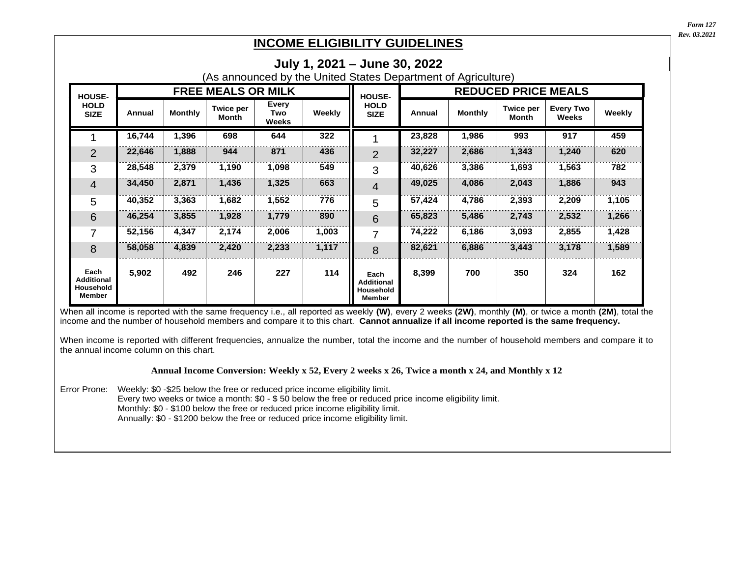Form 127
Rev. 03.2021

# INCOME ELIGIBILITY GUIDELINES

## July 1, 2021 – June 30, 2022

(As announced by the United States Department of Agriculture)

| HOUSE-HOLD SIZE | FREE MEALS OR MILK | | | | | HOUSE-HOLD SIZE | REDUCED PRICE MEALS | | | | |
|---|---|---|---|---|---|---|---|---|---|---|---|
| | Annual | Monthly | Twice per Month | Every Two Weeks | Weekly | | Annual | Monthly | Twice per Month | Every Two Weeks | Weekly |
| 1 | 16,744 | 1,396 | 698 | 644 | 322 | 1 | 23,828 | 1,986 | 993 | 917 | 459 |
| 2 | 22,646 | 1,888 | 944 | 871 | 436 | 2 | 32,227 | 2,686 | 1,343 | 1,240 | 620 |
| 3 | 28,548 | 2,379 | 1,190 | 1,098 | 549 | 3 | 40,626 | 3,386 | 1,693 | 1,563 | 782 |
| 4 | 34,450 | 2,871 | 1,436 | 1,325 | 663 | 4 | 49,025 | 4,086 | 2,043 | 1,886 | 943 |
| 5 | 40,352 | 3,363 | 1,682 | 1,552 | 776 | 5 | 57,424 | 4,786 | 2,393 | 2,209 | 1,105 |
| 6 | 46,254 | 3,855 | 1,928 | 1,779 | 890 | 6 | 65,823 | 5,486 | 2,743 | 2,532 | 1,266 |
| 7 | 52,156 | 4,347 | 2,174 | 2,006 | 1,003 | 7 | 74,222 | 6,186 | 3,093 | 2,855 | 1,428 |
| 8 | 58,058 | 4,839 | 2,420 | 2,233 | 1,117 | 8 | 82,621 | 6,886 | 3,443 | 3,178 | 1,589 |
| Each Additional Household Member | 5,902 | 492 | 246 | 227 | 114 | Each Additional Household Member | 8,399 | 700 | 350 | 324 | 162 |

When all income is reported with the same frequency i.e., all reported as weekly **(W)**, every 2 weeks **(2W)**, monthly **(M)**, or twice a month **(2M)**, total the income and the number of household members and compare it to this chart. **Cannot annualize if all income reported is the same frequency.**

When income is reported with different frequencies, annualize the number, total the income and the number of household members and compare it to the annual income column on this chart.

**Annual Income Conversion: Weekly x 52, Every 2 weeks x 26, Twice a month x 24, and Monthly x 12**

Error Prone: Weekly: $0 -$25 below the free or reduced price income eligibility limit.
Every two weeks or twice a month: $0 - $ 50 below the free or reduced price income eligibility limit.
Monthly: $0 - $100 below the free or reduced price income eligibility limit.
Annually: $0 - $1200 below the free or reduced price income eligibility limit.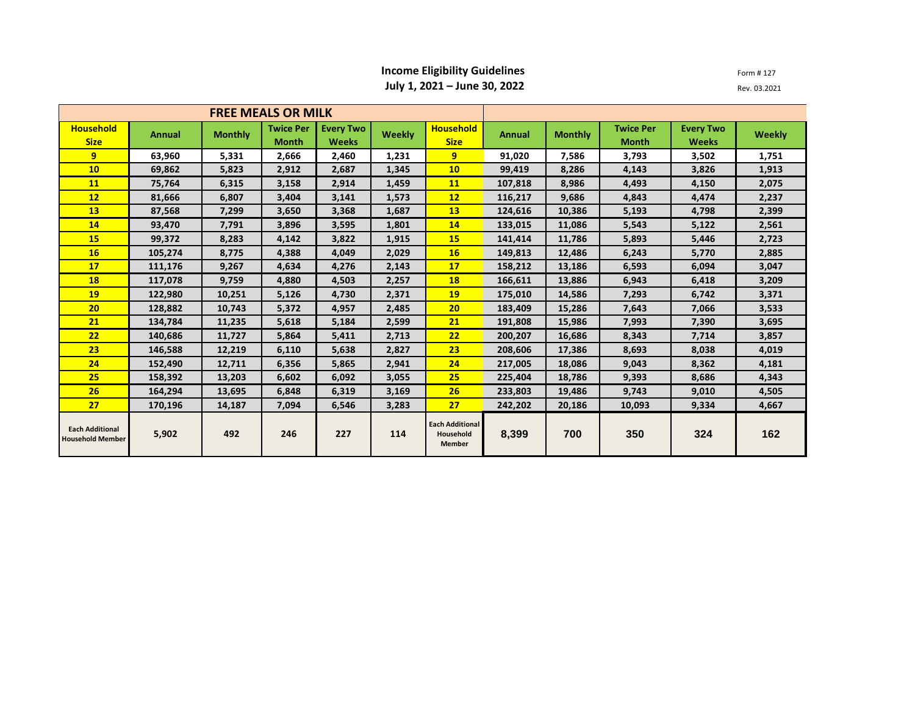**Income Eligibility Guidelines**
**July 1, 2021 – June 30, 2022**

Form # 127
Rev. 03.2021

| FREE MEALS OR MILK | | | | | | | | | | | |
|---|---|---|---|---|---|---|---|---|---|---|---|
| **Household Size** | **Annual** | **Monthly** | **Twice Per Month** | **Every Two Weeks** | **Weekly** | **Household Size** | **Annual** | **Monthly** | **Twice Per Month** | **Every Two Weeks** | **Weekly** |
| 9 | 63,960 | 5,331 | 2,666 | 2,460 | 1,231 | 9 | 91,020 | 7,586 | 3,793 | 3,502 | 1,751 |
| 10 | 69,862 | 5,823 | 2,912 | 2,687 | 1,345 | 10 | 99,419 | 8,286 | 4,143 | 3,826 | 1,913 |
| 11 | 75,764 | 6,315 | 3,158 | 2,914 | 1,459 | 11 | 107,818 | 8,986 | 4,493 | 4,150 | 2,075 |
| 12 | 81,666 | 6,807 | 3,404 | 3,141 | 1,573 | 12 | 116,217 | 9,686 | 4,843 | 4,474 | 2,237 |
| 13 | 87,568 | 7,299 | 3,650 | 3,368 | 1,687 | 13 | 124,616 | 10,386 | 5,193 | 4,798 | 2,399 |
| 14 | 93,470 | 7,791 | 3,896 | 3,595 | 1,801 | 14 | 133,015 | 11,086 | 5,543 | 5,122 | 2,561 |
| 15 | 99,372 | 8,283 | 4,142 | 3,822 | 1,915 | 15 | 141,414 | 11,786 | 5,893 | 5,446 | 2,723 |
| 16 | 105,274 | 8,775 | 4,388 | 4,049 | 2,029 | 16 | 149,813 | 12,486 | 6,243 | 5,770 | 2,885 |
| 17 | 111,176 | 9,267 | 4,634 | 4,276 | 2,143 | 17 | 158,212 | 13,186 | 6,593 | 6,094 | 3,047 |
| 18 | 117,078 | 9,759 | 4,880 | 4,503 | 2,257 | 18 | 166,611 | 13,886 | 6,943 | 6,418 | 3,209 |
| 19 | 122,980 | 10,251 | 5,126 | 4,730 | 2,371 | 19 | 175,010 | 14,586 | 7,293 | 6,742 | 3,371 |
| 20 | 128,882 | 10,743 | 5,372 | 4,957 | 2,485 | 20 | 183,409 | 15,286 | 7,643 | 7,066 | 3,533 |
| 21 | 134,784 | 11,235 | 5,618 | 5,184 | 2,599 | 21 | 191,808 | 15,986 | 7,993 | 7,390 | 3,695 |
| 22 | 140,686 | 11,727 | 5,864 | 5,411 | 2,713 | 22 | 200,207 | 16,686 | 8,343 | 7,714 | 3,857 |
| 23 | 146,588 | 12,219 | 6,110 | 5,638 | 2,827 | 23 | 208,606 | 17,386 | 8,693 | 8,038 | 4,019 |
| 24 | 152,490 | 12,711 | 6,356 | 5,865 | 2,941 | 24 | 217,005 | 18,086 | 9,043 | 8,362 | 4,181 |
| 25 | 158,392 | 13,203 | 6,602 | 6,092 | 3,055 | 25 | 225,404 | 18,786 | 9,393 | 8,686 | 4,343 |
| 26 | 164,294 | 13,695 | 6,848 | 6,319 | 3,169 | 26 | 233,803 | 19,486 | 9,743 | 9,010 | 4,505 |
| 27 | 170,196 | 14,187 | 7,094 | 6,546 | 3,283 | 27 | 242,202 | 20,186 | 10,093 | 9,334 | 4,667 |
| Each Additional Household Member | 5,902 | 492 | 246 | 227 | 114 | Each Additional Household Member | 8,399 | 700 | 350 | 324 | 162 |